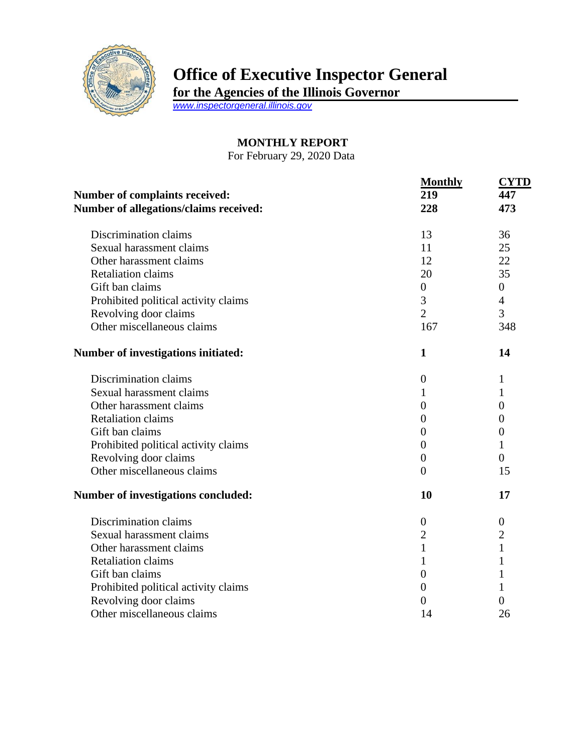# Office of Executive Inspector General

**for the Agencies of the Illinois Governor**

www.inspectorgeneral.illinois.gov

## MONTHLY REPORT

For February 29, 2020 Data

| | Monthly | CYTD |
|---|---|---|
| **Number of complaints received:** | **219** | **447** |
| **Number of allegations/claims received:** | **228** | **473** |
| Discrimination claims | 13 | 36 |
| Sexual harassment claims | 11 | 25 |
| Other harassment claims | 12 | 22 |
| Retaliation claims | 20 | 35 |
| Gift ban claims | 0 | 0 |
| Prohibited political activity claims | 3 | 4 |
| Revolving door claims | 2 | 3 |
| Other miscellaneous claims | 167 | 348 |
| **Number of investigations initiated:** | **1** | **14** |
| Discrimination claims | 0 | 1 |
| Sexual harassment claims | 1 | 1 |
| Other harassment claims | 0 | 0 |
| Retaliation claims | 0 | 0 |
| Gift ban claims | 0 | 0 |
| Prohibited political activity claims | 0 | 1 |
| Revolving door claims | 0 | 0 |
| Other miscellaneous claims | 0 | 15 |
| **Number of investigations concluded:** | **10** | **17** |
| Discrimination claims | 0 | 0 |
| Sexual harassment claims | 2 | 2 |
| Other harassment claims | 1 | 1 |
| Retaliation claims | 1 | 1 |
| Gift ban claims | 0 | 1 |
| Prohibited political activity claims | 0 | 1 |
| Revolving door claims | 0 | 0 |
| Other miscellaneous claims | 14 | 26 |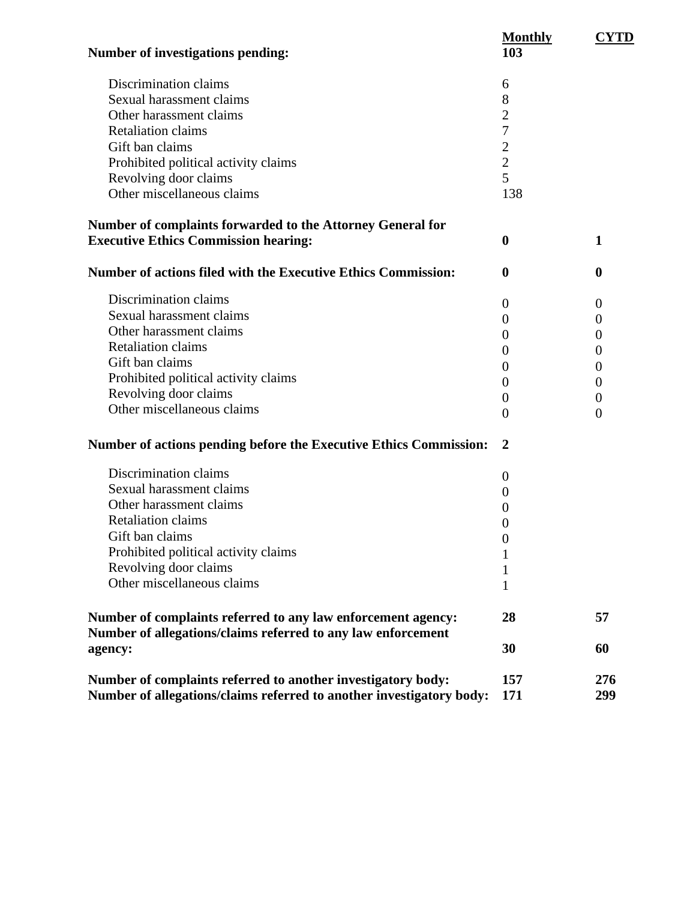| | Monthly | CYTD |
|---|---|---|
| **Number of investigations pending:** | **103** | |
| Discrimination claims | 6 | |
| Sexual harassment claims | 8 | |
| Other harassment claims | 2 | |
| Retaliation claims | 7 | |
| Gift ban claims | 2 | |
| Prohibited political activity claims | 2 | |
| Revolving door claims | 5 | |
| Other miscellaneous claims | 138 | |
| **Number of complaints forwarded to the Attorney General for Executive Ethics Commission hearing:** | **0** | **1** |
| **Number of actions filed with the Executive Ethics Commission:** | **0** | **0** |
| Discrimination claims | 0 | 0 |
| Sexual harassment claims | 0 | 0 |
| Other harassment claims | 0 | 0 |
| Retaliation claims | 0 | 0 |
| Gift ban claims | 0 | 0 |
| Prohibited political activity claims | 0 | 0 |
| Revolving door claims | 0 | 0 |
| Other miscellaneous claims | 0 | 0 |
| **Number of actions pending before the Executive Ethics Commission:** | **2** | |
| Discrimination claims | 0 | |
| Sexual harassment claims | 0 | |
| Other harassment claims | 0 | |
| Retaliation claims | 0 | |
| Gift ban claims | 0 | |
| Prohibited political activity claims | 1 | |
| Revolving door claims | 1 | |
| Other miscellaneous claims | 1 | |
| **Number of complaints referred to any law enforcement agency:** | **28** | **57** |
| **Number of allegations/claims referred to any law enforcement agency:** | **30** | **60** |
| **Number of complaints referred to another investigatory body:** | **157** | **276** |
| **Number of allegations/claims referred to another investigatory body:** | **171** | **299** |